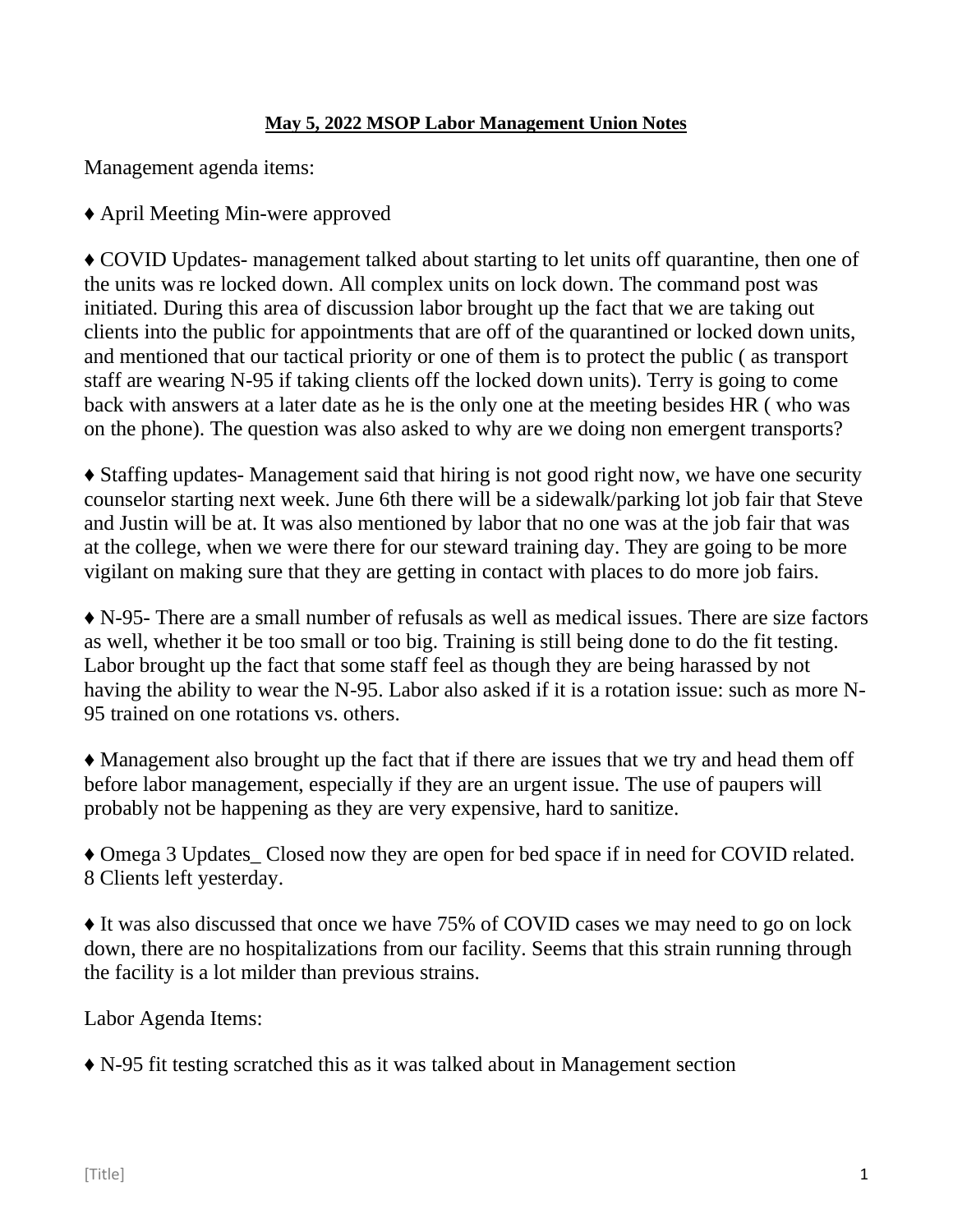**May 5, 2022 MSOP Labor Management Union Notes**

Management agenda items:

♦ April Meeting Min-were approved

♦ COVID Updates- management talked about starting to let units off quarantine, then one of the units was re locked down. All complex units on lock down. The command post was initiated. During this area of discussion labor brought up the fact that we are taking out clients into the public for appointments that are off of the quarantined or locked down units, and mentioned that our tactical priority or one of them is to protect the public ( as transport staff are wearing N-95 if taking clients off the locked down units). Terry is going to come back with answers at a later date as he is the only one at the meeting besides HR ( who was on the phone). The question was also asked to why are we doing non emergent transports?

♦ Staffing updates- Management said that hiring is not good right now, we have one security counselor starting next week. June 6th there will be a sidewalk/parking lot job fair that Steve and Justin will be at. It was also mentioned by labor that no one was at the job fair that was at the college, when we were there for our steward training day. They are going to be more vigilant on making sure that they are getting in contact with places to do more job fairs.

♦ N-95- There are a small number of refusals as well as medical issues. There are size factors as well, whether it be too small or too big. Training is still being done to do the fit testing. Labor brought up the fact that some staff feel as though they are being harassed by not having the ability to wear the N-95. Labor also asked if it is a rotation issue: such as more N-95 trained on one rotations vs. others.

♦ Management also brought up the fact that if there are issues that we try and head them off before labor management, especially if they are an urgent issue. The use of paupers will probably not be happening as they are very expensive, hard to sanitize.

♦ Omega 3 Updates_ Closed now they are open for bed space if in need for COVID related. 8 Clients left yesterday.

♦ It was also discussed that once we have 75% of COVID cases we may need to go on lock down, there are no hospitalizations from our facility. Seems that this strain running through the facility is a lot milder than previous strains.

Labor Agenda Items:

♦ N-95 fit testing scratched this as it was talked about in Management section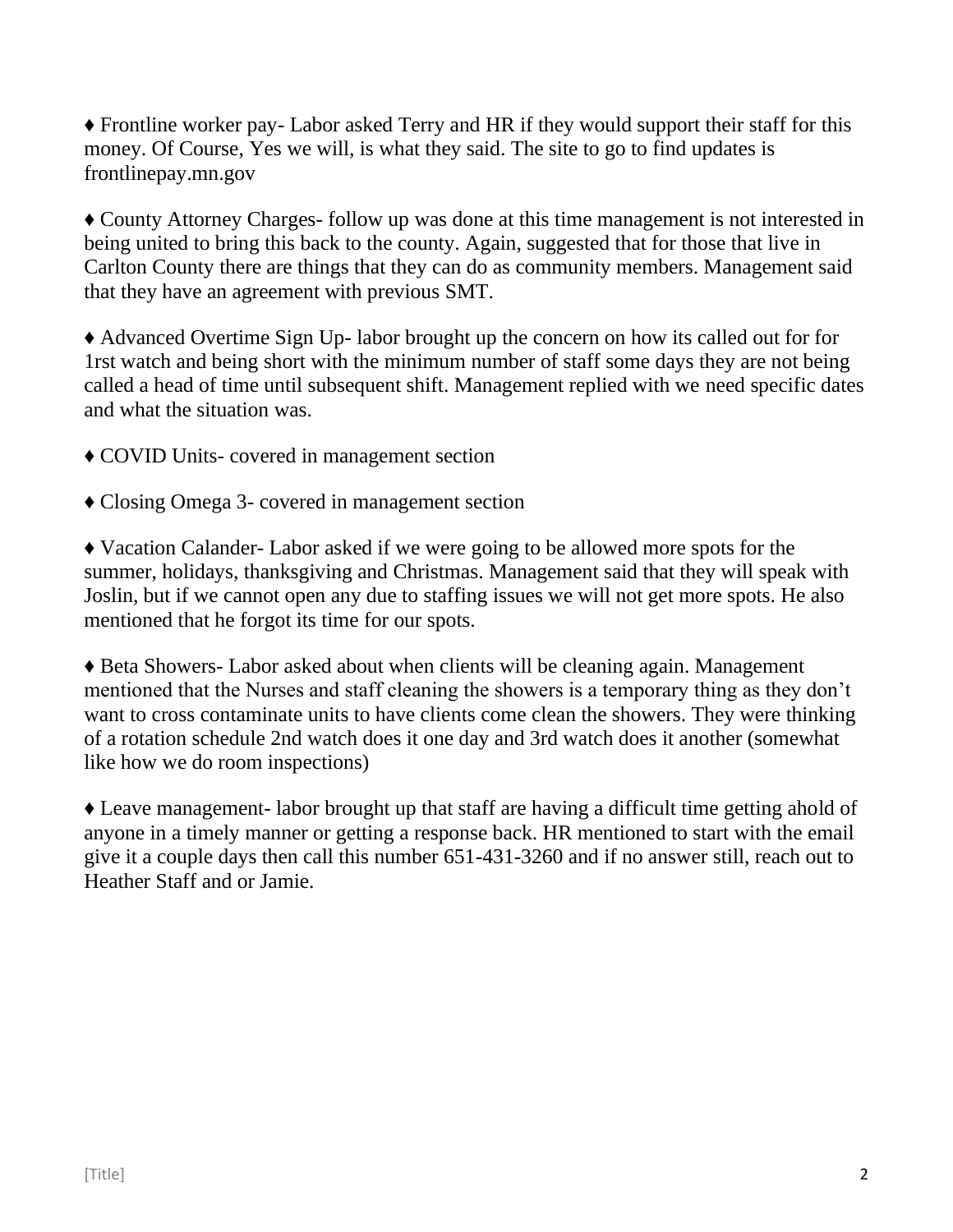♦ Frontline worker pay- Labor asked Terry and HR if they would support their staff for this money. Of Course, Yes we will, is what they said. The site to go to find updates is frontlinepay.mn.gov

♦ County Attorney Charges- follow up was done at this time management is not interested in being united to bring this back to the county. Again, suggested that for those that live in Carlton County there are things that they can do as community members. Management said that they have an agreement with previous SMT.

♦ Advanced Overtime Sign Up- labor brought up the concern on how its called out for for 1rst watch and being short with the minimum number of staff some days they are not being called a head of time until subsequent shift. Management replied with we need specific dates and what the situation was.

♦ COVID Units- covered in management section

♦ Closing Omega 3- covered in management section

♦ Vacation Calander- Labor asked if we were going to be allowed more spots for the summer, holidays, thanksgiving and Christmas. Management said that they will speak with Joslin, but if we cannot open any due to staffing issues we will not get more spots. He also mentioned that he forgot its time for our spots.

♦ Beta Showers- Labor asked about when clients will be cleaning again. Management mentioned that the Nurses and staff cleaning the showers is a temporary thing as they don't want to cross contaminate units to have clients come clean the showers. They were thinking of a rotation schedule 2nd watch does it one day and 3rd watch does it another (somewhat like how we do room inspections)

♦ Leave management- labor brought up that staff are having a difficult time getting ahold of anyone in a timely manner or getting a response back. HR mentioned to start with the email give it a couple days then call this number 651-431-3260 and if no answer still, reach out to Heather Staff and or Jamie.